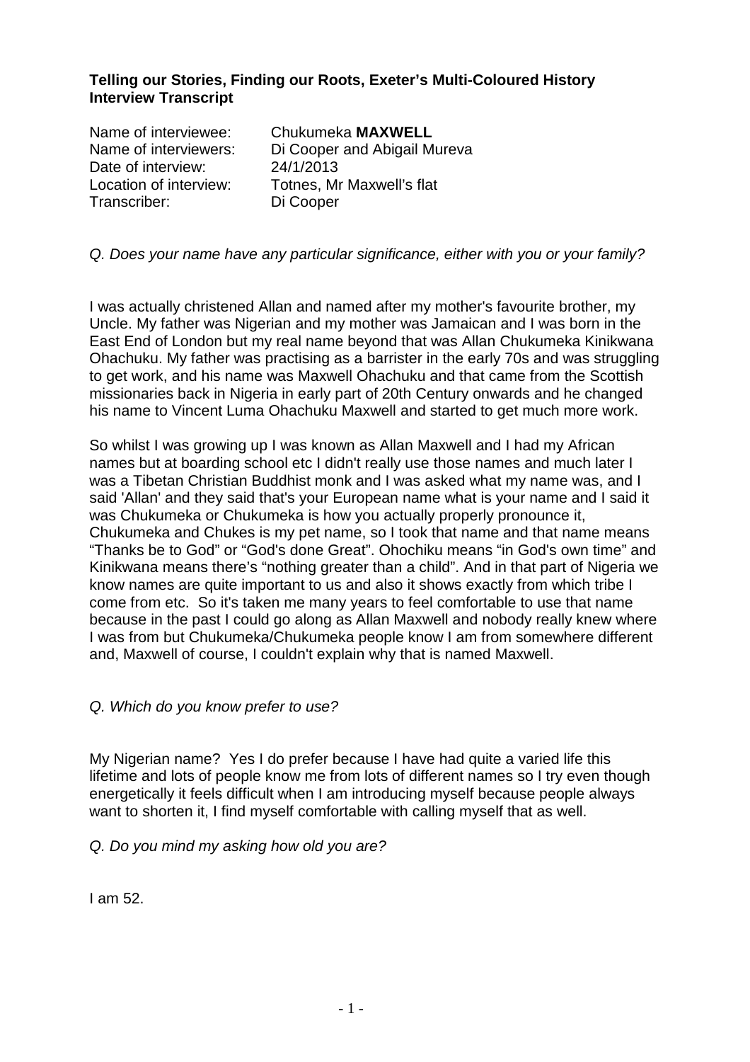**Telling our Stories, Finding our Roots, Exeter's Multi-Coloured History Interview Transcript**

Name of interviewee: Chukumeka **MAXWELL**
Name of interviewers: Di Cooper and Abigail Mureva
Date of interview: 24/1/2013
Location of interview: Totnes, Mr Maxwell's flat
Transcriber: Di Cooper

*Q. Does your name have any particular significance, either with you or your family?*

I was actually christened Allan and named after my mother's favourite brother, my Uncle. My father was Nigerian and my mother was Jamaican and I was born in the East End of London but my real name beyond that was Allan Chukumeka Kinikwana Ohachuku. My father was practising as a barrister in the early 70s and was struggling to get work, and his name was Maxwell Ohachuku and that came from the Scottish missionaries back in Nigeria in early part of 20th Century onwards and he changed his name to Vincent Luma Ohachuku Maxwell and started to get much more work.

So whilst I was growing up I was known as Allan Maxwell and I had my African names but at boarding school etc I didn't really use those names and much later I was a Tibetan Christian Buddhist monk and I was asked what my name was, and I said 'Allan' and they said that's your European name what is your name and I said it was Chukumeka or Chukumeka is how you actually properly pronounce it, Chukumeka and Chukes is my pet name, so I took that name and that name means "Thanks be to God" or "God's done Great". Ohochiku means "in God's own time" and Kinikwana means there's "nothing greater than a child". And in that part of Nigeria we know names are quite important to us and also it shows exactly from which tribe I come from etc. So it's taken me many years to feel comfortable to use that name because in the past I could go along as Allan Maxwell and nobody really knew where I was from but Chukumeka/Chukumeka people know I am from somewhere different and, Maxwell of course, I couldn't explain why that is named Maxwell.

*Q. Which do you know prefer to use?*

My Nigerian name? Yes I do prefer because I have had quite a varied life this lifetime and lots of people know me from lots of different names so I try even though energetically it feels difficult when I am introducing myself because people always want to shorten it, I find myself comfortable with calling myself that as well.

*Q. Do you mind my asking how old you are?*

I am 52.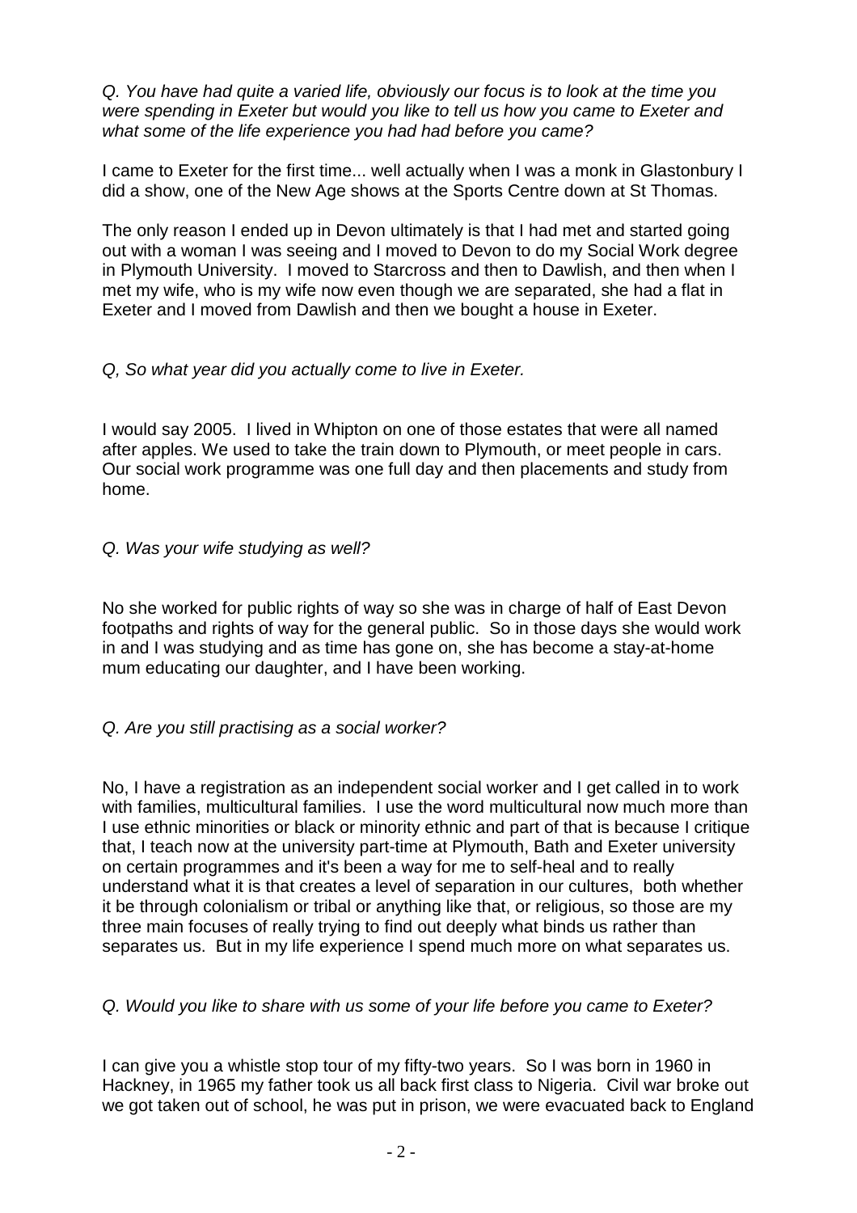*Q. You have had quite a varied life, obviously our focus is to look at the time you were spending in Exeter but would you like to tell us how you came to Exeter and what some of the life experience you had had before you came?*

I came to Exeter for the first time... well actually when I was a monk in Glastonbury I did a show, one of the New Age shows at the Sports Centre down at St Thomas.

The only reason I ended up in Devon ultimately is that I had met and started going out with a woman I was seeing and I moved to Devon to do my Social Work degree in Plymouth University. I moved to Starcross and then to Dawlish, and then when I met my wife, who is my wife now even though we are separated, she had a flat in Exeter and I moved from Dawlish and then we bought a house in Exeter.

*Q, So what year did you actually come to live in Exeter.*

I would say 2005. I lived in Whipton on one of those estates that were all named after apples. We used to take the train down to Plymouth, or meet people in cars. Our social work programme was one full day and then placements and study from home.

*Q. Was your wife studying as well?*

No she worked for public rights of way so she was in charge of half of East Devon footpaths and rights of way for the general public. So in those days she would work in and I was studying and as time has gone on, she has become a stay-at-home mum educating our daughter, and I have been working.

*Q. Are you still practising as a social worker?*

No, I have a registration as an independent social worker and I get called in to work with families, multicultural families. I use the word multicultural now much more than I use ethnic minorities or black or minority ethnic and part of that is because I critique that, I teach now at the university part-time at Plymouth, Bath and Exeter university on certain programmes and it's been a way for me to self-heal and to really understand what it is that creates a level of separation in our cultures, both whether it be through colonialism or tribal or anything like that, or religious, so those are my three main focuses of really trying to find out deeply what binds us rather than separates us. But in my life experience I spend much more on what separates us.

*Q. Would you like to share with us some of your life before you came to Exeter?*

I can give you a whistle stop tour of my fifty-two years. So I was born in 1960 in Hackney, in 1965 my father took us all back first class to Nigeria. Civil war broke out we got taken out of school, he was put in prison, we were evacuated back to England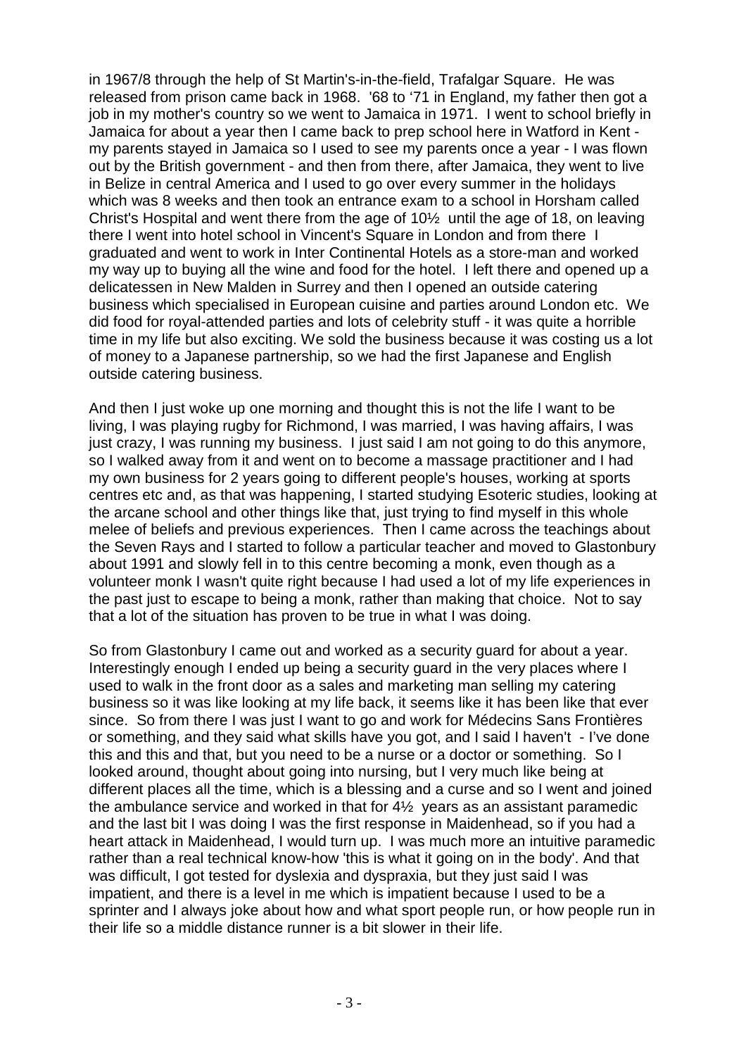in 1967/8 through the help of St Martin's-in-the-field, Trafalgar Square. He was released from prison came back in 1968. '68 to '71 in England, my father then got a job in my mother's country so we went to Jamaica in 1971. I went to school briefly in Jamaica for about a year then I came back to prep school here in Watford in Kent - my parents stayed in Jamaica so I used to see my parents once a year - I was flown out by the British government - and then from there, after Jamaica, they went to live in Belize in central America and I used to go over every summer in the holidays which was 8 weeks and then took an entrance exam to a school in Horsham called Christ's Hospital and went there from the age of 10½ until the age of 18, on leaving there I went into hotel school in Vincent's Square in London and from there I graduated and went to work in Inter Continental Hotels as a store-man and worked my way up to buying all the wine and food for the hotel. I left there and opened up a delicatessen in New Malden in Surrey and then I opened an outside catering business which specialised in European cuisine and parties around London etc. We did food for royal-attended parties and lots of celebrity stuff - it was quite a horrible time in my life but also exciting. We sold the business because it was costing us a lot of money to a Japanese partnership, so we had the first Japanese and English outside catering business.

And then I just woke up one morning and thought this is not the life I want to be living, I was playing rugby for Richmond, I was married, I was having affairs, I was just crazy, I was running my business. I just said I am not going to do this anymore, so I walked away from it and went on to become a massage practitioner and I had my own business for 2 years going to different people's houses, working at sports centres etc and, as that was happening, I started studying Esoteric studies, looking at the arcane school and other things like that, just trying to find myself in this whole melee of beliefs and previous experiences. Then I came across the teachings about the Seven Rays and I started to follow a particular teacher and moved to Glastonbury about 1991 and slowly fell in to this centre becoming a monk, even though as a volunteer monk I wasn't quite right because I had used a lot of my life experiences in the past just to escape to being a monk, rather than making that choice. Not to say that a lot of the situation has proven to be true in what I was doing.

So from Glastonbury I came out and worked as a security guard for about a year. Interestingly enough I ended up being a security guard in the very places where I used to walk in the front door as a sales and marketing man selling my catering business so it was like looking at my life back, it seems like it has been like that ever since. So from there I was just I want to go and work for Médecins Sans Frontières or something, and they said what skills have you got, and I said I haven't - I've done this and this and that, but you need to be a nurse or a doctor or something. So I looked around, thought about going into nursing, but I very much like being at different places all the time, which is a blessing and a curse and so I went and joined the ambulance service and worked in that for 4½ years as an assistant paramedic and the last bit I was doing I was the first response in Maidenhead, so if you had a heart attack in Maidenhead, I would turn up. I was much more an intuitive paramedic rather than a real technical know-how 'this is what it going on in the body'. And that was difficult, I got tested for dyslexia and dyspraxia, but they just said I was impatient, and there is a level in me which is impatient because I used to be a sprinter and I always joke about how and what sport people run, or how people run in their life so a middle distance runner is a bit slower in their life.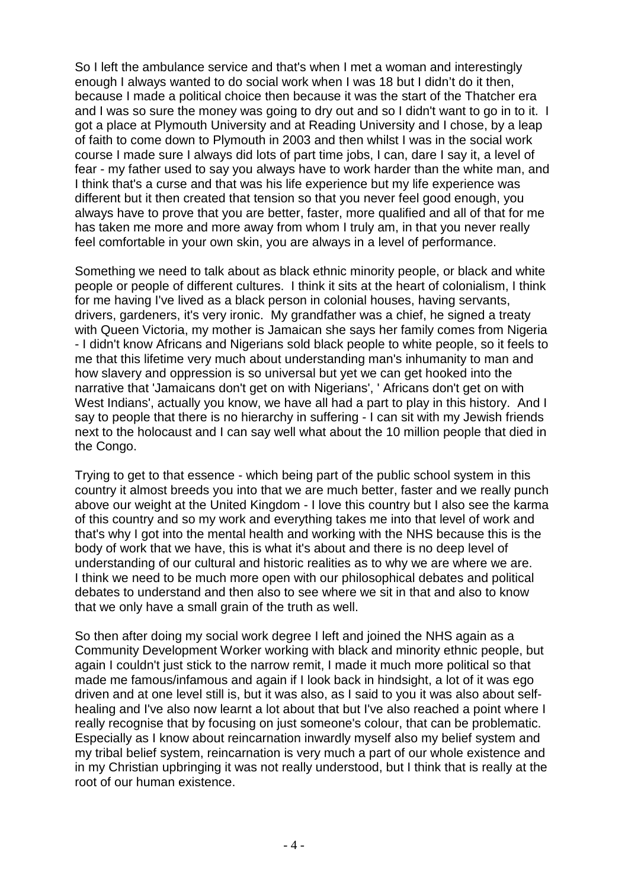So I left the ambulance service and that's when I met a woman and interestingly enough I always wanted to do social work when I was 18 but I didn't do it then, because I made a political choice then because it was the start of the Thatcher era and I was so sure the money was going to dry out and so I didn't want to go in to it. I got a place at Plymouth University and at Reading University and I chose, by a leap of faith to come down to Plymouth in 2003 and then whilst I was in the social work course I made sure I always did lots of part time jobs, I can, dare I say it, a level of fear - my father used to say you always have to work harder than the white man, and I think that's a curse and that was his life experience but my life experience was different but it then created that tension so that you never feel good enough, you always have to prove that you are better, faster, more qualified and all of that for me has taken me more and more away from whom I truly am, in that you never really feel comfortable in your own skin, you are always in a level of performance.

Something we need to talk about as black ethnic minority people, or black and white people or people of different cultures. I think it sits at the heart of colonialism, I think for me having I've lived as a black person in colonial houses, having servants, drivers, gardeners, it's very ironic. My grandfather was a chief, he signed a treaty with Queen Victoria, my mother is Jamaican she says her family comes from Nigeria - I didn't know Africans and Nigerians sold black people to white people, so it feels to me that this lifetime very much about understanding man's inhumanity to man and how slavery and oppression is so universal but yet we can get hooked into the narrative that 'Jamaicans don't get on with Nigerians', ' Africans don't get on with West Indians', actually you know, we have all had a part to play in this history. And I say to people that there is no hierarchy in suffering - I can sit with my Jewish friends next to the holocaust and I can say well what about the 10 million people that died in the Congo.

Trying to get to that essence - which being part of the public school system in this country it almost breeds you into that we are much better, faster and we really punch above our weight at the United Kingdom - I love this country but I also see the karma of this country and so my work and everything takes me into that level of work and that's why I got into the mental health and working with the NHS because this is the body of work that we have, this is what it's about and there is no deep level of understanding of our cultural and historic realities as to why we are where we are. I think we need to be much more open with our philosophical debates and political debates to understand and then also to see where we sit in that and also to know that we only have a small grain of the truth as well.

So then after doing my social work degree I left and joined the NHS again as a Community Development Worker working with black and minority ethnic people, but again I couldn't just stick to the narrow remit, I made it much more political so that made me famous/infamous and again if I look back in hindsight, a lot of it was ego driven and at one level still is, but it was also, as I said to you it was also about self-healing and I've also now learnt a lot about that but I've also reached a point where I really recognise that by focusing on just someone's colour, that can be problematic. Especially as I know about reincarnation inwardly myself also my belief system and my tribal belief system, reincarnation is very much a part of our whole existence and in my Christian upbringing it was not really understood, but I think that is really at the root of our human existence.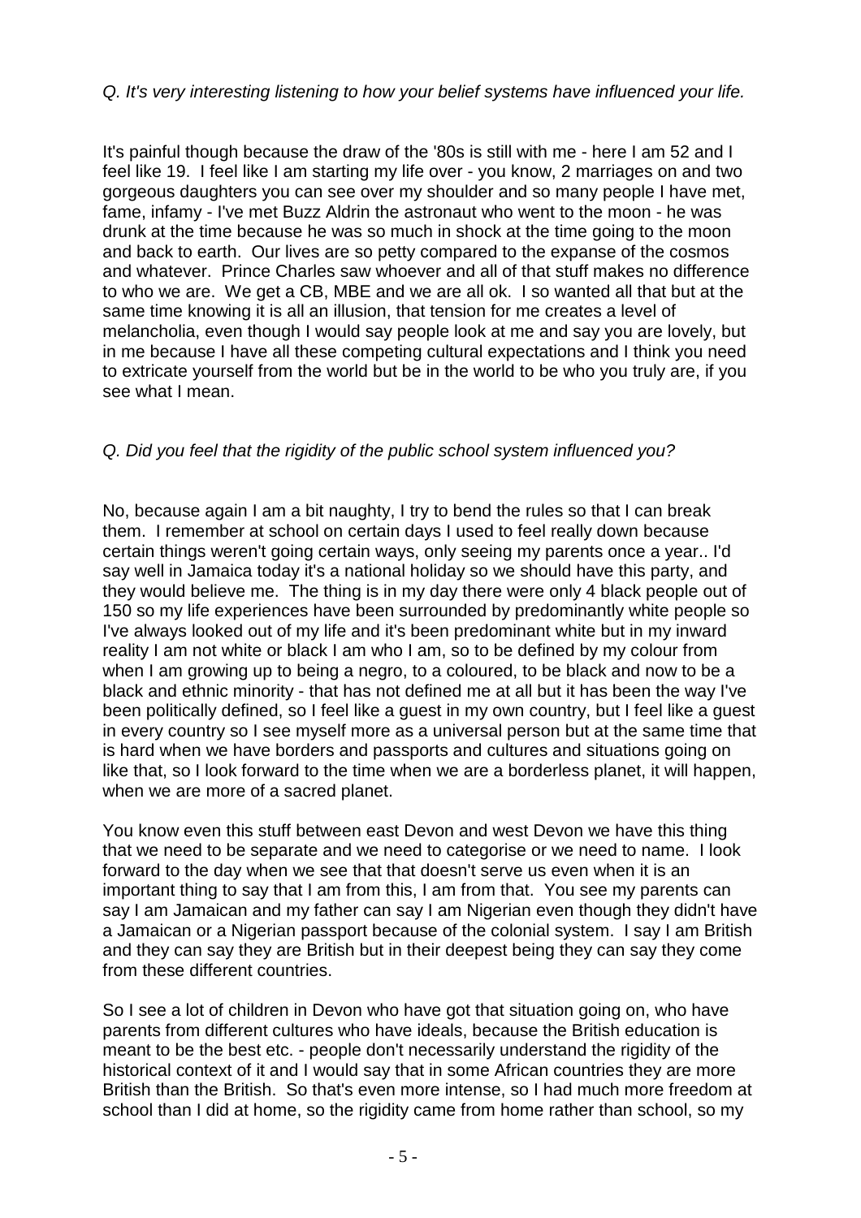*Q. It's very interesting listening to how your belief systems have influenced your life.*

It's painful though because the draw of the '80s is still with me - here I am 52 and I feel like 19. I feel like I am starting my life over - you know, 2 marriages on and two gorgeous daughters you can see over my shoulder and so many people I have met, fame, infamy - I've met Buzz Aldrin the astronaut who went to the moon - he was drunk at the time because he was so much in shock at the time going to the moon and back to earth. Our lives are so petty compared to the expanse of the cosmos and whatever. Prince Charles saw whoever and all of that stuff makes no difference to who we are. We get a CB, MBE and we are all ok. I so wanted all that but at the same time knowing it is all an illusion, that tension for me creates a level of melancholia, even though I would say people look at me and say you are lovely, but in me because I have all these competing cultural expectations and I think you need to extricate yourself from the world but be in the world to be who you truly are, if you see what I mean.

*Q. Did you feel that the rigidity of the public school system influenced you?*

No, because again I am a bit naughty, I try to bend the rules so that I can break them. I remember at school on certain days I used to feel really down because certain things weren't going certain ways, only seeing my parents once a year.. I'd say well in Jamaica today it's a national holiday so we should have this party, and they would believe me. The thing is in my day there were only 4 black people out of 150 so my life experiences have been surrounded by predominantly white people so I've always looked out of my life and it's been predominant white but in my inward reality I am not white or black I am who I am, so to be defined by my colour from when I am growing up to being a negro, to a coloured, to be black and now to be a black and ethnic minority - that has not defined me at all but it has been the way I've been politically defined, so I feel like a guest in my own country, but I feel like a guest in every country so I see myself more as a universal person but at the same time that is hard when we have borders and passports and cultures and situations going on like that, so I look forward to the time when we are a borderless planet, it will happen, when we are more of a sacred planet.

You know even this stuff between east Devon and west Devon we have this thing that we need to be separate and we need to categorise or we need to name. I look forward to the day when we see that that doesn't serve us even when it is an important thing to say that I am from this, I am from that. You see my parents can say I am Jamaican and my father can say I am Nigerian even though they didn't have a Jamaican or a Nigerian passport because of the colonial system. I say I am British and they can say they are British but in their deepest being they can say they come from these different countries.

So I see a lot of children in Devon who have got that situation going on, who have parents from different cultures who have ideals, because the British education is meant to be the best etc. - people don't necessarily understand the rigidity of the historical context of it and I would say that in some African countries they are more British than the British. So that's even more intense, so I had much more freedom at school than I did at home, so the rigidity came from home rather than school, so my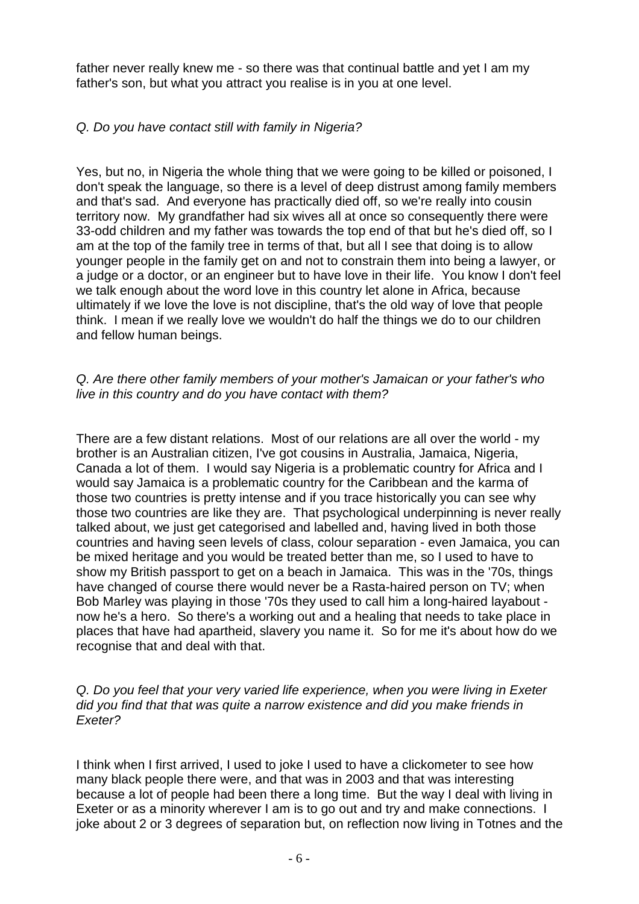father never really knew me - so there was that continual battle and yet I am my father's son, but what you attract you realise is in you at one level.

*Q. Do you have contact still with family in Nigeria?*

Yes, but no, in Nigeria the whole thing that we were going to be killed or poisoned, I don't speak the language, so there is a level of deep distrust among family members and that's sad. And everyone has practically died off, so we're really into cousin territory now. My grandfather had six wives all at once so consequently there were 33-odd children and my father was towards the top end of that but he's died off, so I am at the top of the family tree in terms of that, but all I see that doing is to allow younger people in the family get on and not to constrain them into being a lawyer, or a judge or a doctor, or an engineer but to have love in their life. You know I don't feel we talk enough about the word love in this country let alone in Africa, because ultimately if we love the love is not discipline, that's the old way of love that people think. I mean if we really love we wouldn't do half the things we do to our children and fellow human beings.

*Q. Are there other family members of your mother's Jamaican or your father's who live in this country and do you have contact with them?*

There are a few distant relations. Most of our relations are all over the world - my brother is an Australian citizen, I've got cousins in Australia, Jamaica, Nigeria, Canada a lot of them. I would say Nigeria is a problematic country for Africa and I would say Jamaica is a problematic country for the Caribbean and the karma of those two countries is pretty intense and if you trace historically you can see why those two countries are like they are. That psychological underpinning is never really talked about, we just get categorised and labelled and, having lived in both those countries and having seen levels of class, colour separation - even Jamaica, you can be mixed heritage and you would be treated better than me, so I used to have to show my British passport to get on a beach in Jamaica. This was in the '70s, things have changed of course there would never be a Rasta-haired person on TV; when Bob Marley was playing in those '70s they used to call him a long-haired layabout - now he's a hero. So there's a working out and a healing that needs to take place in places that have had apartheid, slavery you name it. So for me it's about how do we recognise that and deal with that.

*Q. Do you feel that your very varied life experience, when you were living in Exeter did you find that that was quite a narrow existence and did you make friends in Exeter?*

I think when I first arrived, I used to joke I used to have a clickometer to see how many black people there were, and that was in 2003 and that was interesting because a lot of people had been there a long time. But the way I deal with living in Exeter or as a minority wherever I am is to go out and try and make connections. I joke about 2 or 3 degrees of separation but, on reflection now living in Totnes and the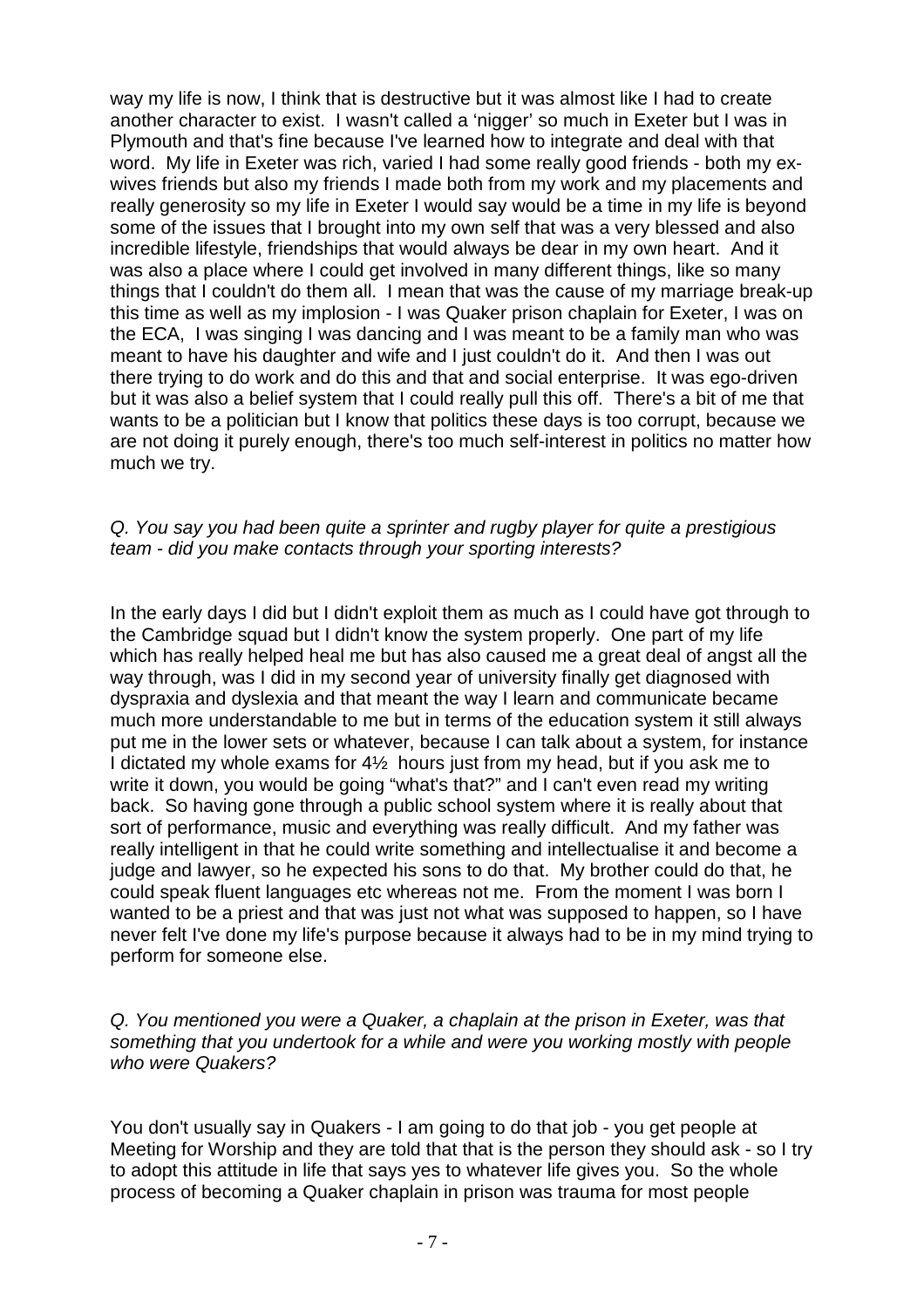way my life is now, I think that is destructive but it was almost like I had to create another character to exist. I wasn't called a 'nigger' so much in Exeter but I was in Plymouth and that's fine because I've learned how to integrate and deal with that word. My life in Exeter was rich, varied I had some really good friends - both my ex-wives friends but also my friends I made both from my work and my placements and really generosity so my life in Exeter I would say would be a time in my life is beyond some of the issues that I brought into my own self that was a very blessed and also incredible lifestyle, friendships that would always be dear in my own heart. And it was also a place where I could get involved in many different things, like so many things that I couldn't do them all. I mean that was the cause of my marriage break-up this time as well as my implosion - I was Quaker prison chaplain for Exeter, I was on the ECA, I was singing I was dancing and I was meant to be a family man who was meant to have his daughter and wife and I just couldn't do it. And then I was out there trying to do work and do this and that and social enterprise. It was ego-driven but it was also a belief system that I could really pull this off. There's a bit of me that wants to be a politician but I know that politics these days is too corrupt, because we are not doing it purely enough, there's too much self-interest in politics no matter how much we try.

*Q. You say you had been quite a sprinter and rugby player for quite a prestigious team - did you make contacts through your sporting interests?*

In the early days I did but I didn't exploit them as much as I could have got through to the Cambridge squad but I didn't know the system properly. One part of my life which has really helped heal me but has also caused me a great deal of angst all the way through, was I did in my second year of university finally get diagnosed with dyspraxia and dyslexia and that meant the way I learn and communicate became much more understandable to me but in terms of the education system it still always put me in the lower sets or whatever, because I can talk about a system, for instance I dictated my whole exams for 4½ hours just from my head, but if you ask me to write it down, you would be going "what's that?" and I can't even read my writing back. So having gone through a public school system where it is really about that sort of performance, music and everything was really difficult. And my father was really intelligent in that he could write something and intellectualise it and become a judge and lawyer, so he expected his sons to do that. My brother could do that, he could speak fluent languages etc whereas not me. From the moment I was born I wanted to be a priest and that was just not what was supposed to happen, so I have never felt I've done my life's purpose because it always had to be in my mind trying to perform for someone else.

*Q. You mentioned you were a Quaker, a chaplain at the prison in Exeter, was that something that you undertook for a while and were you working mostly with people who were Quakers?*

You don't usually say in Quakers - I am going to do that job - you get people at Meeting for Worship and they are told that that is the person they should ask - so I try to adopt this attitude in life that says yes to whatever life gives you. So the whole process of becoming a Quaker chaplain in prison was trauma for most people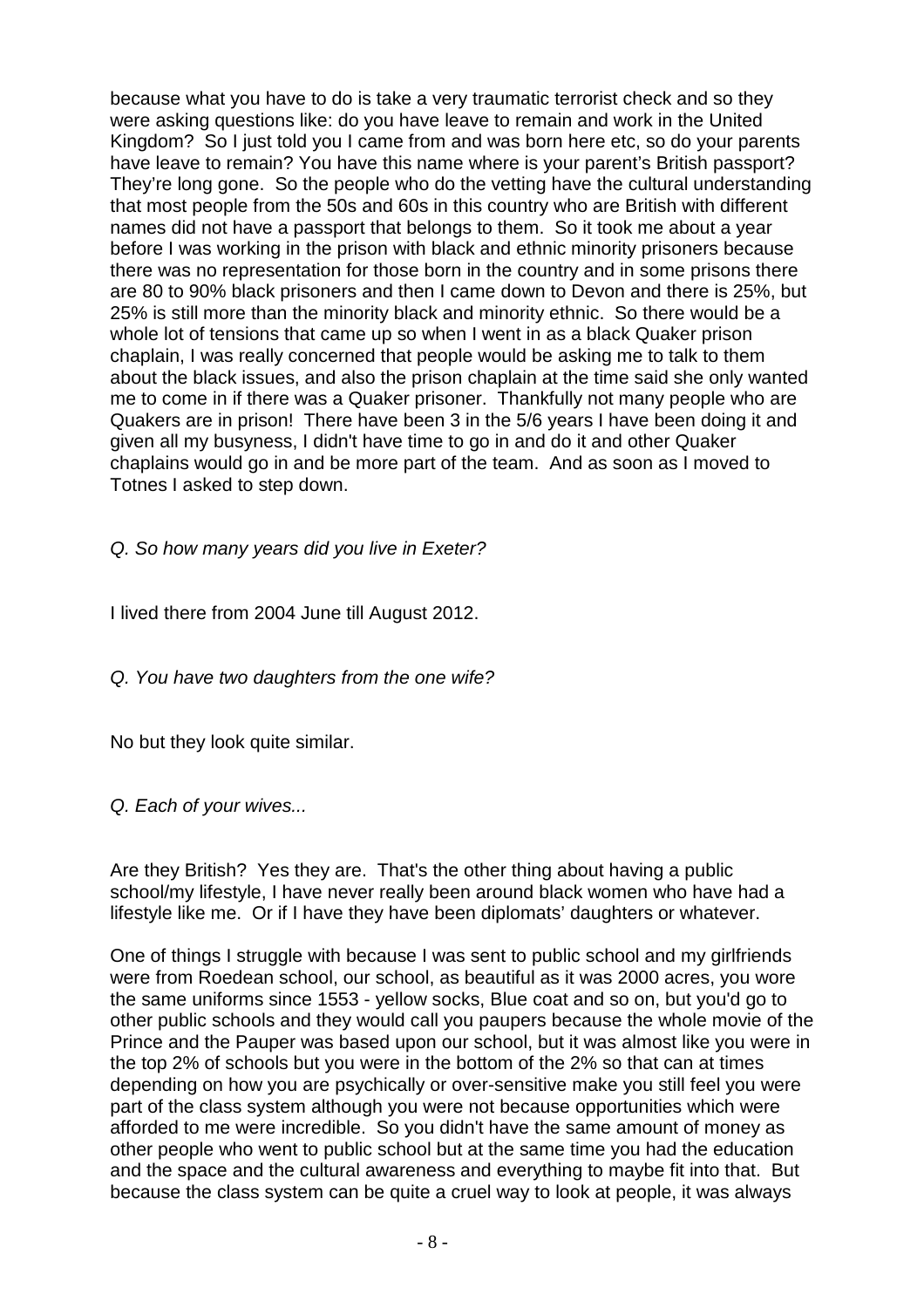because what you have to do is take a very traumatic terrorist check and so they were asking questions like: do you have leave to remain and work in the United Kingdom? So I just told you I came from and was born here etc, so do your parents have leave to remain? You have this name where is your parent's British passport? They're long gone. So the people who do the vetting have the cultural understanding that most people from the 50s and 60s in this country who are British with different names did not have a passport that belongs to them. So it took me about a year before I was working in the prison with black and ethnic minority prisoners because there was no representation for those born in the country and in some prisons there are 80 to 90% black prisoners and then I came down to Devon and there is 25%, but 25% is still more than the minority black and minority ethnic. So there would be a whole lot of tensions that came up so when I went in as a black Quaker prison chaplain, I was really concerned that people would be asking me to talk to them about the black issues, and also the prison chaplain at the time said she only wanted me to come in if there was a Quaker prisoner. Thankfully not many people who are Quakers are in prison! There have been 3 in the 5/6 years I have been doing it and given all my busyness, I didn't have time to go in and do it and other Quaker chaplains would go in and be more part of the team. And as soon as I moved to Totnes I asked to step down.

*Q. So how many years did you live in Exeter?*

I lived there from 2004 June till August 2012.

*Q. You have two daughters from the one wife?*

No but they look quite similar.

*Q. Each of your wives...*

Are they British? Yes they are. That's the other thing about having a public school/my lifestyle, I have never really been around black women who have had a lifestyle like me. Or if I have they have been diplomats' daughters or whatever.

One of things I struggle with because I was sent to public school and my girlfriends were from Roedean school, our school, as beautiful as it was 2000 acres, you wore the same uniforms since 1553 - yellow socks, Blue coat and so on, but you'd go to other public schools and they would call you paupers because the whole movie of the Prince and the Pauper was based upon our school, but it was almost like you were in the top 2% of schools but you were in the bottom of the 2% so that can at times depending on how you are psychically or over-sensitive make you still feel you were part of the class system although you were not because opportunities which were afforded to me were incredible. So you didn't have the same amount of money as other people who went to public school but at the same time you had the education and the space and the cultural awareness and everything to maybe fit into that. But because the class system can be quite a cruel way to look at people, it was always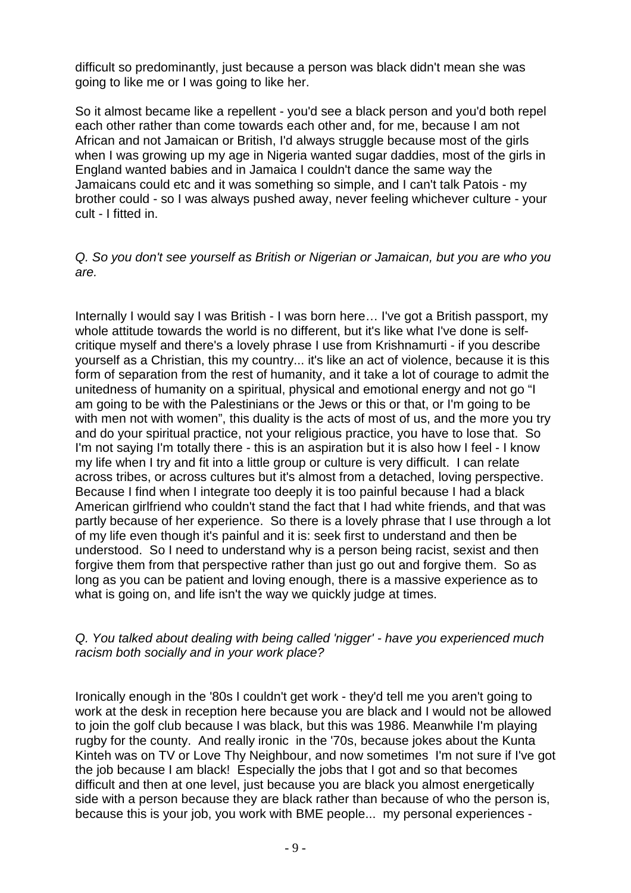difficult so predominantly, just because a person was black didn't mean she was going to like me or I was going to like her.

So it almost became like a repellent - you'd see a black person and you'd both repel each other rather than come towards each other and, for me, because I am not African and not Jamaican or British, I'd always struggle because most of the girls when I was growing up my age in Nigeria wanted sugar daddies, most of the girls in England wanted babies and in Jamaica I couldn't dance the same way the Jamaicans could etc and it was something so simple, and I can't talk Patois - my brother could - so I was always pushed away, never feeling whichever culture - your cult - I fitted in.

*Q. So you don't see yourself as British or Nigerian or Jamaican, but you are who you are.*

Internally I would say I was British - I was born here… I've got a British passport, my whole attitude towards the world is no different, but it's like what I've done is self-critique myself and there's a lovely phrase I use from Krishnamurti - if you describe yourself as a Christian, this my country... it's like an act of violence, because it is this form of separation from the rest of humanity, and it take a lot of courage to admit the unitedness of humanity on a spiritual, physical and emotional energy and not go "I am going to be with the Palestinians or the Jews or this or that, or I'm going to be with men not with women", this duality is the acts of most of us, and the more you try and do your spiritual practice, not your religious practice, you have to lose that. So I'm not saying I'm totally there - this is an aspiration but it is also how I feel - I know my life when I try and fit into a little group or culture is very difficult. I can relate across tribes, or across cultures but it's almost from a detached, loving perspective. Because I find when I integrate too deeply it is too painful because I had a black American girlfriend who couldn't stand the fact that I had white friends, and that was partly because of her experience. So there is a lovely phrase that I use through a lot of my life even though it's painful and it is: seek first to understand and then be understood. So I need to understand why is a person being racist, sexist and then forgive them from that perspective rather than just go out and forgive them. So as long as you can be patient and loving enough, there is a massive experience as to what is going on, and life isn't the way we quickly judge at times.

*Q. You talked about dealing with being called 'nigger' - have you experienced much racism both socially and in your work place?*

Ironically enough in the '80s I couldn't get work - they'd tell me you aren't going to work at the desk in reception here because you are black and I would not be allowed to join the golf club because I was black, but this was 1986. Meanwhile I'm playing rugby for the county. And really ironic in the '70s, because jokes about the Kunta Kinteh was on TV or Love Thy Neighbour, and now sometimes I'm not sure if I've got the job because I am black! Especially the jobs that I got and so that becomes difficult and then at one level, just because you are black you almost energetically side with a person because they are black rather than because of who the person is, because this is your job, you work with BME people... my personal experiences -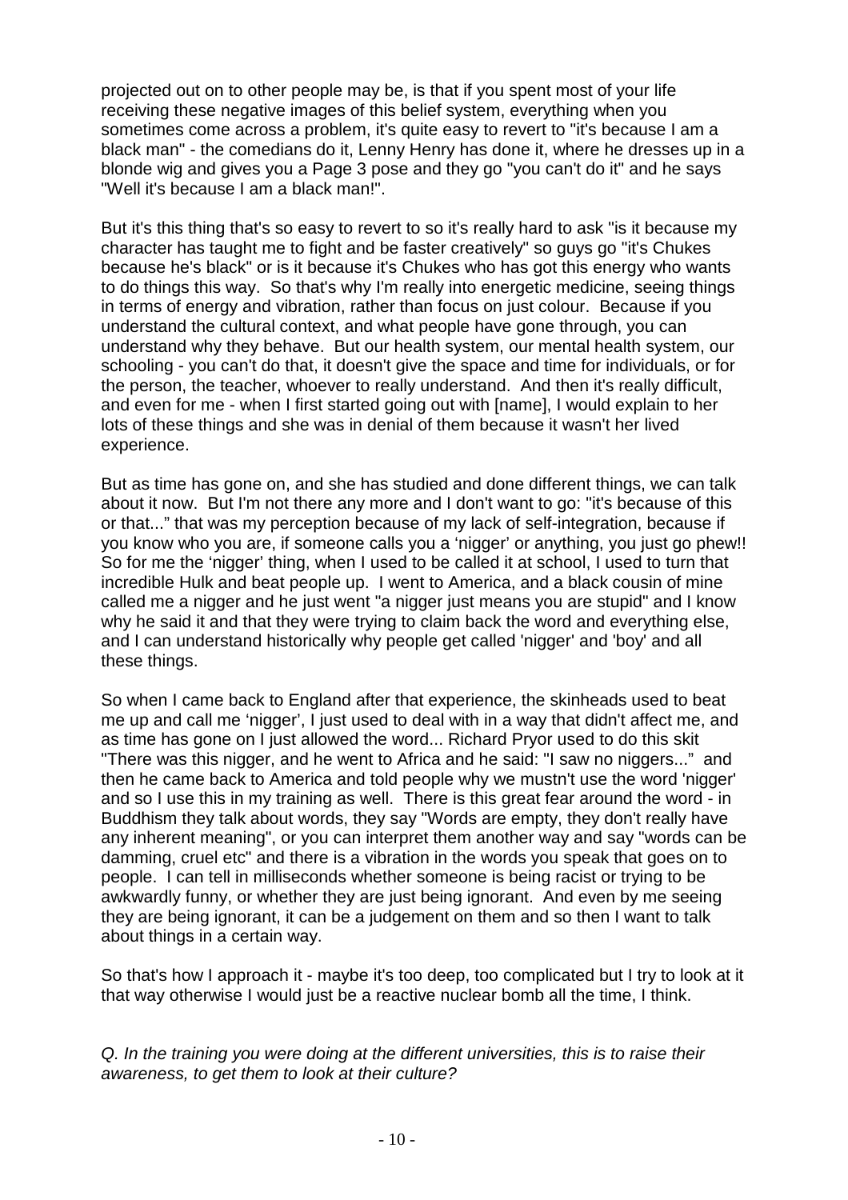projected out on to other people may be, is that if you spent most of your life receiving these negative images of this belief system, everything when you sometimes come across a problem, it's quite easy to revert to "it's because I am a black man" - the comedians do it, Lenny Henry has done it, where he dresses up in a blonde wig and gives you a Page 3 pose and they go "you can't do it" and he says "Well it's because I am a black man!".

But it's this thing that's so easy to revert to so it's really hard to ask "is it because my character has taught me to fight and be faster creatively" so guys go "it's Chukes because he's black" or is it because it's Chukes who has got this energy who wants to do things this way. So that's why I'm really into energetic medicine, seeing things in terms of energy and vibration, rather than focus on just colour. Because if you understand the cultural context, and what people have gone through, you can understand why they behave. But our health system, our mental health system, our schooling - you can't do that, it doesn't give the space and time for individuals, or for the person, the teacher, whoever to really understand. And then it's really difficult, and even for me - when I first started going out with [name], I would explain to her lots of these things and she was in denial of them because it wasn't her lived experience.

But as time has gone on, and she has studied and done different things, we can talk about it now. But I'm not there any more and I don't want to go: "it's because of this or that..." that was my perception because of my lack of self-integration, because if you know who you are, if someone calls you a 'nigger' or anything, you just go phew!! So for me the 'nigger' thing, when I used to be called it at school, I used to turn that incredible Hulk and beat people up. I went to America, and a black cousin of mine called me a nigger and he just went "a nigger just means you are stupid" and I know why he said it and that they were trying to claim back the word and everything else, and I can understand historically why people get called 'nigger' and 'boy' and all these things.

So when I came back to England after that experience, the skinheads used to beat me up and call me 'nigger', I just used to deal with in a way that didn't affect me, and as time has gone on I just allowed the word... Richard Pryor used to do this skit "There was this nigger, and he went to Africa and he said: "I saw no niggers..." and then he came back to America and told people why we mustn't use the word 'nigger' and so I use this in my training as well. There is this great fear around the word - in Buddhism they talk about words, they say "Words are empty, they don't really have any inherent meaning", or you can interpret them another way and say "words can be damming, cruel etc" and there is a vibration in the words you speak that goes on to people. I can tell in milliseconds whether someone is being racist or trying to be awkwardly funny, or whether they are just being ignorant. And even by me seeing they are being ignorant, it can be a judgement on them and so then I want to talk about things in a certain way.

So that's how I approach it - maybe it's too deep, too complicated but I try to look at it that way otherwise I would just be a reactive nuclear bomb all the time, I think.

*Q. In the training you were doing at the different universities, this is to raise their awareness, to get them to look at their culture?*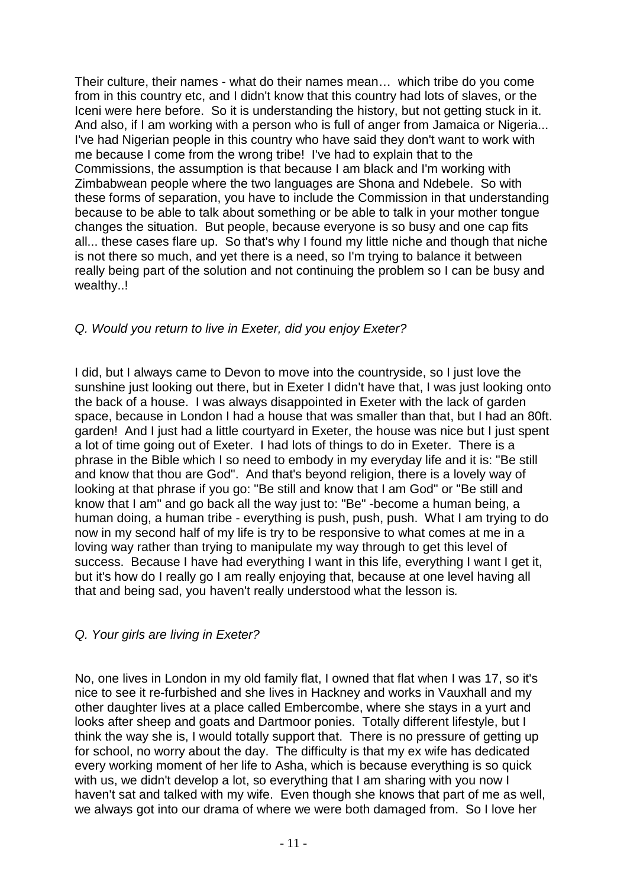Their culture, their names - what do their names mean… which tribe do you come from in this country etc, and I didn't know that this country had lots of slaves, or the Iceni were here before. So it is understanding the history, but not getting stuck in it. And also, if I am working with a person who is full of anger from Jamaica or Nigeria... I've had Nigerian people in this country who have said they don't want to work with me because I come from the wrong tribe! I've had to explain that to the Commissions, the assumption is that because I am black and I'm working with Zimbabwean people where the two languages are Shona and Ndebele. So with these forms of separation, you have to include the Commission in that understanding because to be able to talk about something or be able to talk in your mother tongue changes the situation. But people, because everyone is so busy and one cap fits all... these cases flare up. So that's why I found my little niche and though that niche is not there so much, and yet there is a need, so I'm trying to balance it between really being part of the solution and not continuing the problem so I can be busy and wealthy..!

*Q. Would you return to live in Exeter, did you enjoy Exeter?*

I did, but I always came to Devon to move into the countryside, so I just love the sunshine just looking out there, but in Exeter I didn't have that, I was just looking onto the back of a house. I was always disappointed in Exeter with the lack of garden space, because in London I had a house that was smaller than that, but I had an 80ft. garden! And I just had a little courtyard in Exeter, the house was nice but I just spent a lot of time going out of Exeter. I had lots of things to do in Exeter. There is a phrase in the Bible which I so need to embody in my everyday life and it is: "Be still and know that thou are God". And that's beyond religion, there is a lovely way of looking at that phrase if you go: "Be still and know that I am God" or "Be still and know that I am" and go back all the way just to: "Be" -become a human being, a human doing, a human tribe - everything is push, push, push. What I am trying to do now in my second half of my life is try to be responsive to what comes at me in a loving way rather than trying to manipulate my way through to get this level of success. Because I have had everything I want in this life, everything I want I get it, but it's how do I really go I am really enjoying that, because at one level having all that and being sad, you haven't really understood what the lesson is.

*Q. Your girls are living in Exeter?*

No, one lives in London in my old family flat, I owned that flat when I was 17, so it's nice to see it re-furbished and she lives in Hackney and works in Vauxhall and my other daughter lives at a place called Embercombe, where she stays in a yurt and looks after sheep and goats and Dartmoor ponies. Totally different lifestyle, but I think the way she is, I would totally support that. There is no pressure of getting up for school, no worry about the day. The difficulty is that my ex wife has dedicated every working moment of her life to Asha, which is because everything is so quick with us, we didn't develop a lot, so everything that I am sharing with you now I haven't sat and talked with my wife. Even though she knows that part of me as well, we always got into our drama of where we were both damaged from. So I love her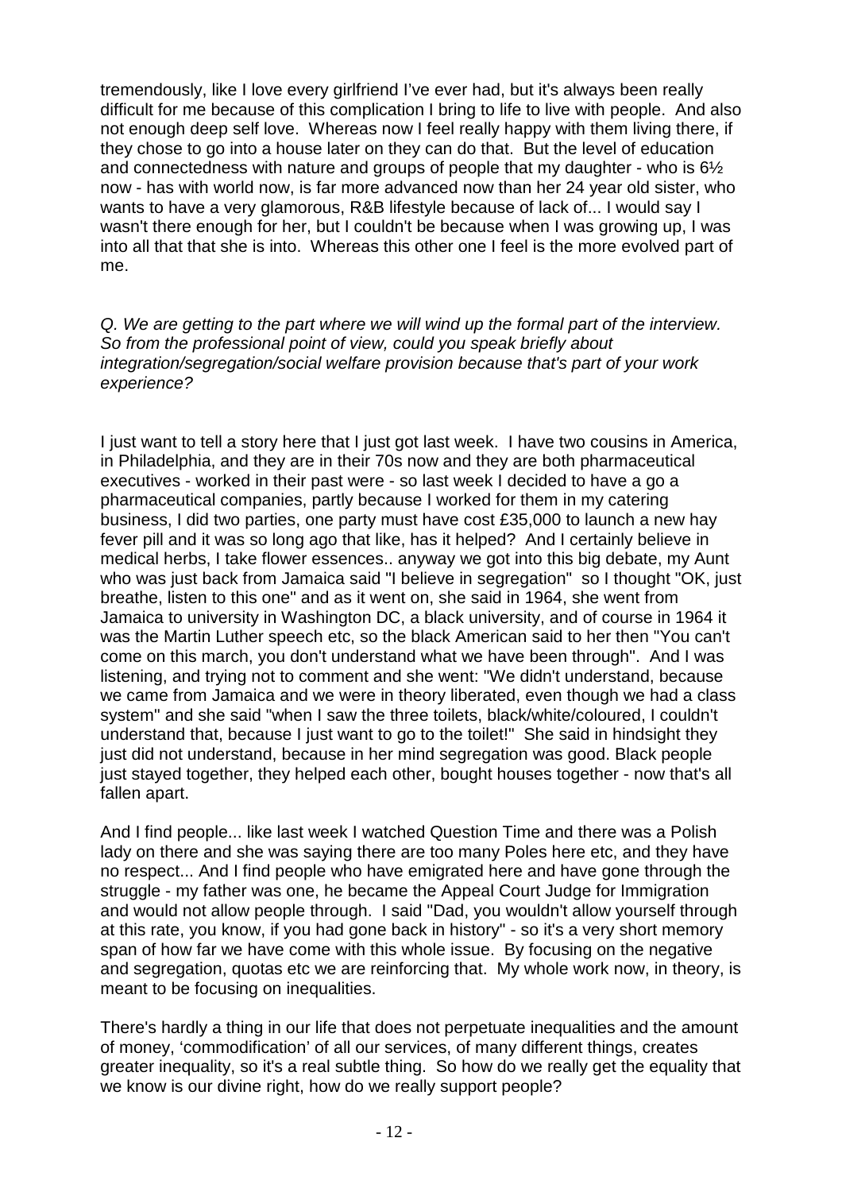tremendously, like I love every girlfriend I've ever had, but it's always been really difficult for me because of this complication I bring to life to live with people. And also not enough deep self love. Whereas now I feel really happy with them living there, if they chose to go into a house later on they can do that. But the level of education and connectedness with nature and groups of people that my daughter - who is 6½ now - has with world now, is far more advanced now than her 24 year old sister, who wants to have a very glamorous, R&B lifestyle because of lack of... I would say I wasn't there enough for her, but I couldn't be because when I was growing up, I was into all that that she is into. Whereas this other one I feel is the more evolved part of me.

*Q. We are getting to the part where we will wind up the formal part of the interview. So from the professional point of view, could you speak briefly about integration/segregation/social welfare provision because that's part of your work experience?*

I just want to tell a story here that I just got last week. I have two cousins in America, in Philadelphia, and they are in their 70s now and they are both pharmaceutical executives - worked in their past were - so last week I decided to have a go a pharmaceutical companies, partly because I worked for them in my catering business, I did two parties, one party must have cost £35,000 to launch a new hay fever pill and it was so long ago that like, has it helped? And I certainly believe in medical herbs, I take flower essences.. anyway we got into this big debate, my Aunt who was just back from Jamaica said "I believe in segregation" so I thought "OK, just breathe, listen to this one" and as it went on, she said in 1964, she went from Jamaica to university in Washington DC, a black university, and of course in 1964 it was the Martin Luther speech etc, so the black American said to her then "You can't come on this march, you don't understand what we have been through". And I was listening, and trying not to comment and she went: "We didn't understand, because we came from Jamaica and we were in theory liberated, even though we had a class system" and she said "when I saw the three toilets, black/white/coloured, I couldn't understand that, because I just want to go to the toilet!" She said in hindsight they just did not understand, because in her mind segregation was good. Black people just stayed together, they helped each other, bought houses together - now that's all fallen apart.

And I find people... like last week I watched Question Time and there was a Polish lady on there and she was saying there are too many Poles here etc, and they have no respect... And I find people who have emigrated here and have gone through the struggle - my father was one, he became the Appeal Court Judge for Immigration and would not allow people through. I said "Dad, you wouldn't allow yourself through at this rate, you know, if you had gone back in history" - so it's a very short memory span of how far we have come with this whole issue. By focusing on the negative and segregation, quotas etc we are reinforcing that. My whole work now, in theory, is meant to be focusing on inequalities.

There's hardly a thing in our life that does not perpetuate inequalities and the amount of money, 'commodification' of all our services, of many different things, creates greater inequality, so it's a real subtle thing. So how do we really get the equality that we know is our divine right, how do we really support people?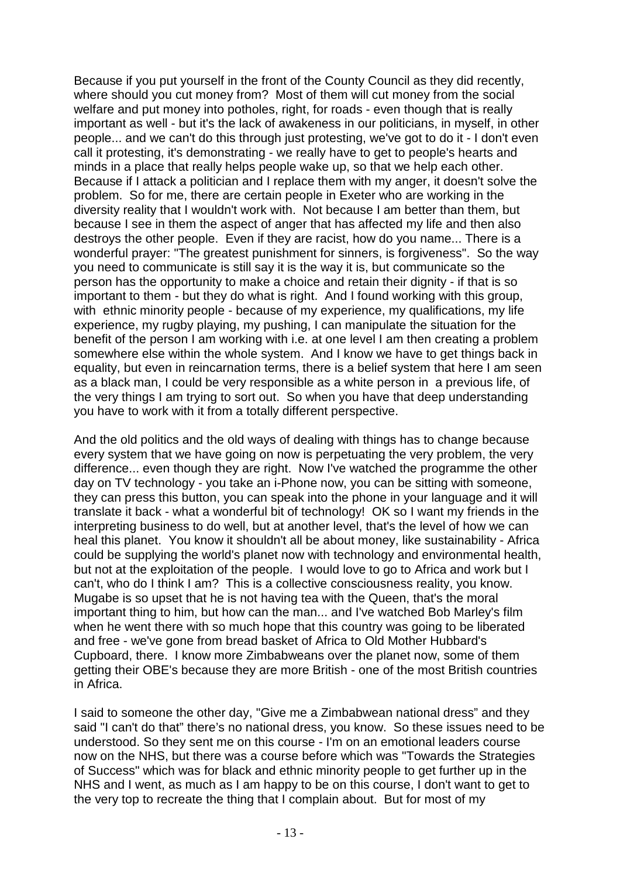Because if you put yourself in the front of the County Council as they did recently, where should you cut money from? Most of them will cut money from the social welfare and put money into potholes, right, for roads - even though that is really important as well - but it's the lack of awakeness in our politicians, in myself, in other people... and we can't do this through just protesting, we've got to do it - I don't even call it protesting, it's demonstrating - we really have to get to people's hearts and minds in a place that really helps people wake up, so that we help each other. Because if I attack a politician and I replace them with my anger, it doesn't solve the problem. So for me, there are certain people in Exeter who are working in the diversity reality that I wouldn't work with. Not because I am better than them, but because I see in them the aspect of anger that has affected my life and then also destroys the other people. Even if they are racist, how do you name... There is a wonderful prayer: "The greatest punishment for sinners, is forgiveness". So the way you need to communicate is still say it is the way it is, but communicate so the person has the opportunity to make a choice and retain their dignity - if that is so important to them - but they do what is right. And I found working with this group, with ethnic minority people - because of my experience, my qualifications, my life experience, my rugby playing, my pushing, I can manipulate the situation for the benefit of the person I am working with i.e. at one level I am then creating a problem somewhere else within the whole system. And I know we have to get things back in equality, but even in reincarnation terms, there is a belief system that here I am seen as a black man, I could be very responsible as a white person in a previous life, of the very things I am trying to sort out. So when you have that deep understanding you have to work with it from a totally different perspective.

And the old politics and the old ways of dealing with things has to change because every system that we have going on now is perpetuating the very problem, the very difference... even though they are right. Now I've watched the programme the other day on TV technology - you take an i-Phone now, you can be sitting with someone, they can press this button, you can speak into the phone in your language and it will translate it back - what a wonderful bit of technology! OK so I want my friends in the interpreting business to do well, but at another level, that's the level of how we can heal this planet. You know it shouldn't all be about money, like sustainability - Africa could be supplying the world's planet now with technology and environmental health, but not at the exploitation of the people. I would love to go to Africa and work but I can't, who do I think I am? This is a collective consciousness reality, you know. Mugabe is so upset that he is not having tea with the Queen, that's the moral important thing to him, but how can the man... and I've watched Bob Marley's film when he went there with so much hope that this country was going to be liberated and free - we've gone from bread basket of Africa to Old Mother Hubbard's Cupboard, there. I know more Zimbabweans over the planet now, some of them getting their OBE's because they are more British - one of the most British countries in Africa.

I said to someone the other day, "Give me a Zimbabwean national dress" and they said "I can't do that" there's no national dress, you know. So these issues need to be understood. So they sent me on this course - I'm on an emotional leaders course now on the NHS, but there was a course before which was "Towards the Strategies of Success" which was for black and ethnic minority people to get further up in the NHS and I went, as much as I am happy to be on this course, I don't want to get to the very top to recreate the thing that I complain about. But for most of my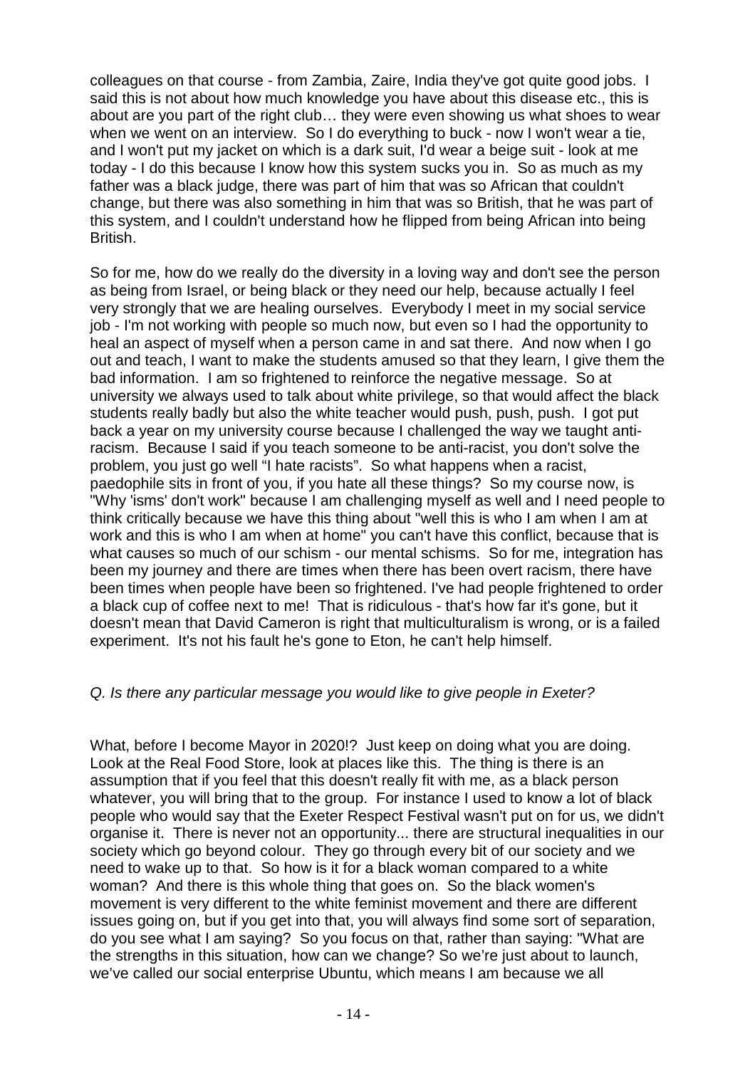colleagues on that course - from Zambia, Zaire, India they've got quite good jobs. I said this is not about how much knowledge you have about this disease etc., this is about are you part of the right club… they were even showing us what shoes to wear when we went on an interview. So I do everything to buck - now I won't wear a tie, and I won't put my jacket on which is a dark suit, I'd wear a beige suit - look at me today - I do this because I know how this system sucks you in. So as much as my father was a black judge, there was part of him that was so African that couldn't change, but there was also something in him that was so British, that he was part of this system, and I couldn't understand how he flipped from being African into being British.

So for me, how do we really do the diversity in a loving way and don't see the person as being from Israel, or being black or they need our help, because actually I feel very strongly that we are healing ourselves. Everybody I meet in my social service job - I'm not working with people so much now, but even so I had the opportunity to heal an aspect of myself when a person came in and sat there. And now when I go out and teach, I want to make the students amused so that they learn, I give them the bad information. I am so frightened to reinforce the negative message. So at university we always used to talk about white privilege, so that would affect the black students really badly but also the white teacher would push, push, push. I got put back a year on my university course because I challenged the way we taught anti-racism. Because I said if you teach someone to be anti-racist, you don't solve the problem, you just go well "I hate racists". So what happens when a racist, paedophile sits in front of you, if you hate all these things? So my course now, is "Why 'isms' don't work" because I am challenging myself as well and I need people to think critically because we have this thing about "well this is who I am when I am at work and this is who I am when at home" you can't have this conflict, because that is what causes so much of our schism - our mental schisms. So for me, integration has been my journey and there are times when there has been overt racism, there have been times when people have been so frightened. I've had people frightened to order a black cup of coffee next to me! That is ridiculous - that's how far it's gone, but it doesn't mean that David Cameron is right that multiculturalism is wrong, or is a failed experiment. It's not his fault he's gone to Eton, he can't help himself.

*Q. Is there any particular message you would like to give people in Exeter?*

What, before I become Mayor in 2020!? Just keep on doing what you are doing. Look at the Real Food Store, look at places like this. The thing is there is an assumption that if you feel that this doesn't really fit with me, as a black person whatever, you will bring that to the group. For instance I used to know a lot of black people who would say that the Exeter Respect Festival wasn't put on for us, we didn't organise it. There is never not an opportunity... there are structural inequalities in our society which go beyond colour. They go through every bit of our society and we need to wake up to that. So how is it for a black woman compared to a white woman? And there is this whole thing that goes on. So the black women's movement is very different to the white feminist movement and there are different issues going on, but if you get into that, you will always find some sort of separation, do you see what I am saying? So you focus on that, rather than saying: "What are the strengths in this situation, how can we change? So we're just about to launch, we've called our social enterprise Ubuntu, which means I am because we all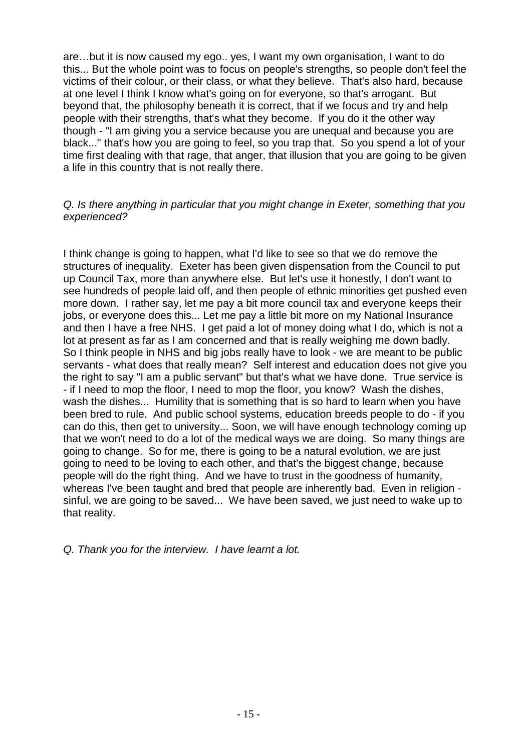are…but it is now caused my ego.. yes, I want my own organisation, I want to do this... But the whole point was to focus on people's strengths, so people don't feel the victims of their colour, or their class, or what they believe. That's also hard, because at one level I think I know what's going on for everyone, so that's arrogant. But beyond that, the philosophy beneath it is correct, that if we focus and try and help people with their strengths, that's what they become. If you do it the other way though - "I am giving you a service because you are unequal and because you are black..." that's how you are going to feel, so you trap that. So you spend a lot of your time first dealing with that rage, that anger, that illusion that you are going to be given a life in this country that is not really there.

*Q. Is there anything in particular that you might change in Exeter, something that you experienced?*

I think change is going to happen, what I'd like to see so that we do remove the structures of inequality. Exeter has been given dispensation from the Council to put up Council Tax, more than anywhere else. But let's use it honestly, I don't want to see hundreds of people laid off, and then people of ethnic minorities get pushed even more down. I rather say, let me pay a bit more council tax and everyone keeps their jobs, or everyone does this... Let me pay a little bit more on my National Insurance and then I have a free NHS. I get paid a lot of money doing what I do, which is not a lot at present as far as I am concerned and that is really weighing me down badly. So I think people in NHS and big jobs really have to look - we are meant to be public servants - what does that really mean? Self interest and education does not give you the right to say "I am a public servant" but that's what we have done. True service is - if I need to mop the floor, I need to mop the floor, you know? Wash the dishes, wash the dishes... Humility that is something that is so hard to learn when you have been bred to rule. And public school systems, education breeds people to do - if you can do this, then get to university... Soon, we will have enough technology coming up that we won't need to do a lot of the medical ways we are doing. So many things are going to change. So for me, there is going to be a natural evolution, we are just going to need to be loving to each other, and that's the biggest change, because people will do the right thing. And we have to trust in the goodness of humanity, whereas I've been taught and bred that people are inherently bad. Even in religion - sinful, we are going to be saved... We have been saved, we just need to wake up to that reality.

*Q. Thank you for the interview. I have learnt a lot.*